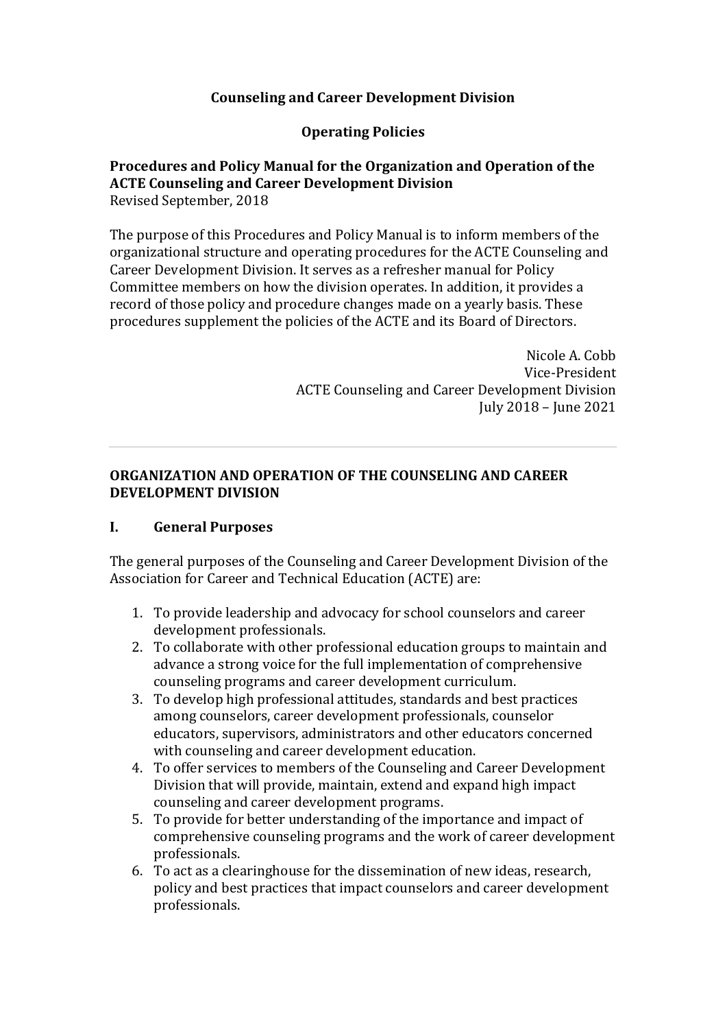**Counseling and Career Development Division**

**Operating Policies**

**Procedures and Policy Manual for the Organization and Operation of the ACTE Counseling and Career Development Division**
Revised September, 2018

The purpose of this Procedures and Policy Manual is to inform members of the organizational structure and operating procedures for the ACTE Counseling and Career Development Division. It serves as a refresher manual for Policy Committee members on how the division operates. In addition, it provides a record of those policy and procedure changes made on a yearly basis. These procedures supplement the policies of the ACTE and its Board of Directors.

Nicole A. Cobb
Vice-President
ACTE Counseling and Career Development Division
July 2018 – June 2021

---

## ORGANIZATION AND OPERATION OF THE COUNSELING AND CAREER DEVELOPMENT DIVISION

### I. General Purposes

The general purposes of the Counseling and Career Development Division of the Association for Career and Technical Education (ACTE) are:

1. To provide leadership and advocacy for school counselors and career development professionals.
2. To collaborate with other professional education groups to maintain and advance a strong voice for the full implementation of comprehensive counseling programs and career development curriculum.
3. To develop high professional attitudes, standards and best practices among counselors, career development professionals, counselor educators, supervisors, administrators and other educators concerned with counseling and career development education.
4. To offer services to members of the Counseling and Career Development Division that will provide, maintain, extend and expand high impact counseling and career development programs.
5. To provide for better understanding of the importance and impact of comprehensive counseling programs and the work of career development professionals.
6. To act as a clearinghouse for the dissemination of new ideas, research, policy and best practices that impact counselors and career development professionals.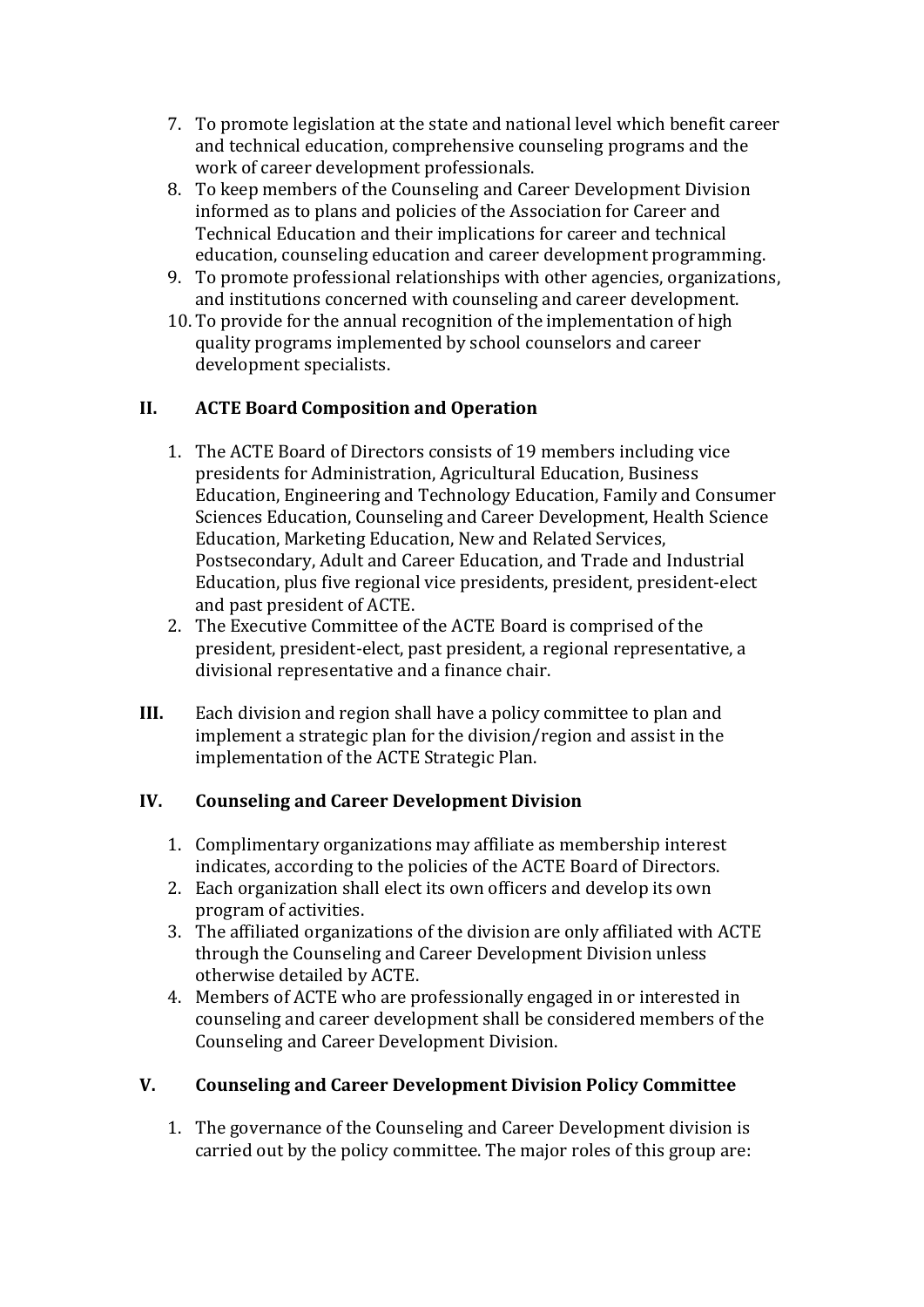7. To promote legislation at the state and national level which benefit career and technical education, comprehensive counseling programs and the work of career development professionals.
8. To keep members of the Counseling and Career Development Division informed as to plans and policies of the Association for Career and Technical Education and their implications for career and technical education, counseling education and career development programming.
9. To promote professional relationships with other agencies, organizations, and institutions concerned with counseling and career development.
10. To provide for the annual recognition of the implementation of high quality programs implemented by school counselors and career development specialists.

## II. ACTE Board Composition and Operation

1. The ACTE Board of Directors consists of 19 members including vice presidents for Administration, Agricultural Education, Business Education, Engineering and Technology Education, Family and Consumer Sciences Education, Counseling and Career Development, Health Science Education, Marketing Education, New and Related Services, Postsecondary, Adult and Career Education, and Trade and Industrial Education, plus five regional vice presidents, president, president-elect and past president of ACTE.
2. The Executive Committee of the ACTE Board is comprised of the president, president-elect, past president, a regional representative, a divisional representative and a finance chair.

**III.** Each division and region shall have a policy committee to plan and implement a strategic plan for the division/region and assist in the implementation of the ACTE Strategic Plan.

## IV. Counseling and Career Development Division

1. Complimentary organizations may affiliate as membership interest indicates, according to the policies of the ACTE Board of Directors.
2. Each organization shall elect its own officers and develop its own program of activities.
3. The affiliated organizations of the division are only affiliated with ACTE through the Counseling and Career Development Division unless otherwise detailed by ACTE.
4. Members of ACTE who are professionally engaged in or interested in counseling and career development shall be considered members of the Counseling and Career Development Division.

## V. Counseling and Career Development Division Policy Committee

1. The governance of the Counseling and Career Development division is carried out by the policy committee. The major roles of this group are: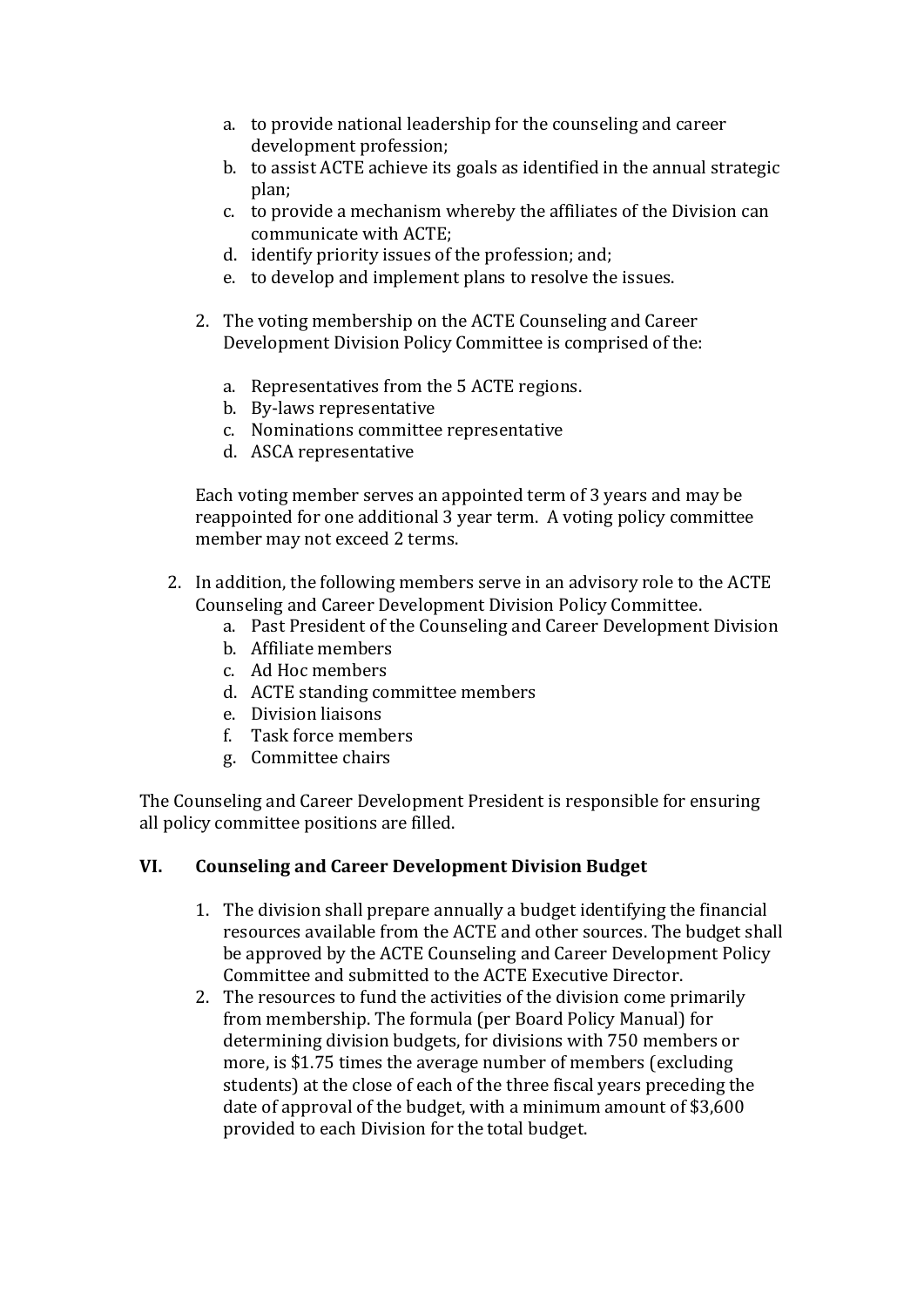a. to provide national leadership for the counseling and career development profession;
b. to assist ACTE achieve its goals as identified in the annual strategic plan;
c. to provide a mechanism whereby the affiliates of the Division can communicate with ACTE;
d. identify priority issues of the profession; and;
e. to develop and implement plans to resolve the issues.

2. The voting membership on the ACTE Counseling and Career Development Division Policy Committee is comprised of the:

   a. Representatives from the 5 ACTE regions.
   b. By-laws representative
   c. Nominations committee representative
   d. ASCA representative

   Each voting member serves an appointed term of 3 years and may be reappointed for one additional 3 year term. A voting policy committee member may not exceed 2 terms.

2. In addition, the following members serve in an advisory role to the ACTE Counseling and Career Development Division Policy Committee.
   a. Past President of the Counseling and Career Development Division
   b. Affiliate members
   c. Ad Hoc members
   d. ACTE standing committee members
   e. Division liaisons
   f. Task force members
   g. Committee chairs

The Counseling and Career Development President is responsible for ensuring all policy committee positions are filled.

## VI. Counseling and Career Development Division Budget

1. The division shall prepare annually a budget identifying the financial resources available from the ACTE and other sources. The budget shall be approved by the ACTE Counseling and Career Development Policy Committee and submitted to the ACTE Executive Director.
2. The resources to fund the activities of the division come primarily from membership. The formula (per Board Policy Manual) for determining division budgets, for divisions with 750 members or more, is $1.75 times the average number of members (excluding students) at the close of each of the three fiscal years preceding the date of approval of the budget, with a minimum amount of $3,600 provided to each Division for the total budget.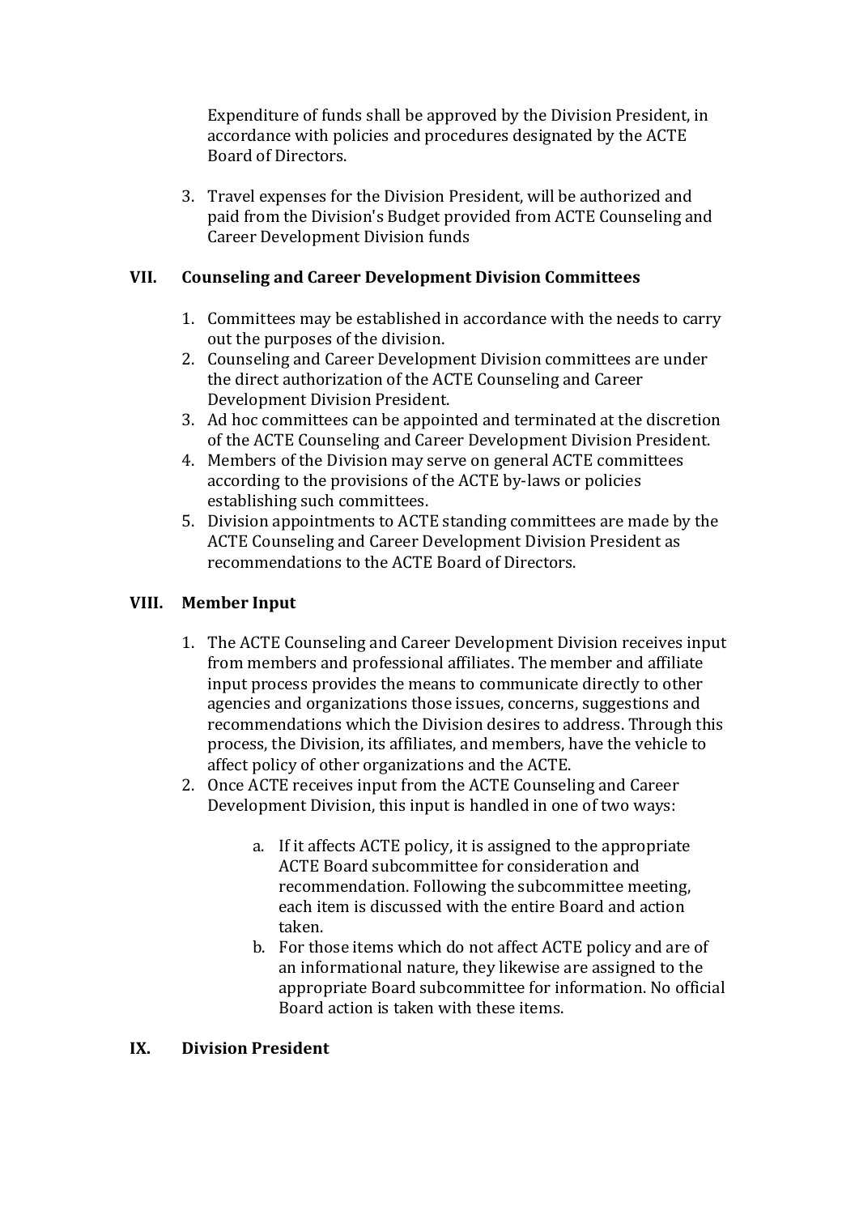Expenditure of funds shall be approved by the Division President, in accordance with policies and procedures designated by the ACTE Board of Directors.

3. Travel expenses for the Division President, will be authorized and paid from the Division's Budget provided from ACTE Counseling and Career Development Division funds

## VII. Counseling and Career Development Division Committees

1. Committees may be established in accordance with the needs to carry out the purposes of the division.
2. Counseling and Career Development Division committees are under the direct authorization of the ACTE Counseling and Career Development Division President.
3. Ad hoc committees can be appointed and terminated at the discretion of the ACTE Counseling and Career Development Division President.
4. Members of the Division may serve on general ACTE committees according to the provisions of the ACTE by-laws or policies establishing such committees.
5. Division appointments to ACTE standing committees are made by the ACTE Counseling and Career Development Division President as recommendations to the ACTE Board of Directors.

## VIII. Member Input

1. The ACTE Counseling and Career Development Division receives input from members and professional affiliates. The member and affiliate input process provides the means to communicate directly to other agencies and organizations those issues, concerns, suggestions and recommendations which the Division desires to address. Through this process, the Division, its affiliates, and members, have the vehicle to affect policy of other organizations and the ACTE.
2. Once ACTE receives input from the ACTE Counseling and Career Development Division, this input is handled in one of two ways:

    a. If it affects ACTE policy, it is assigned to the appropriate ACTE Board subcommittee for consideration and recommendation. Following the subcommittee meeting, each item is discussed with the entire Board and action taken.

    b. For those items which do not affect ACTE policy and are of an informational nature, they likewise are assigned to the appropriate Board subcommittee for information. No official Board action is taken with these items.

## IX. Division President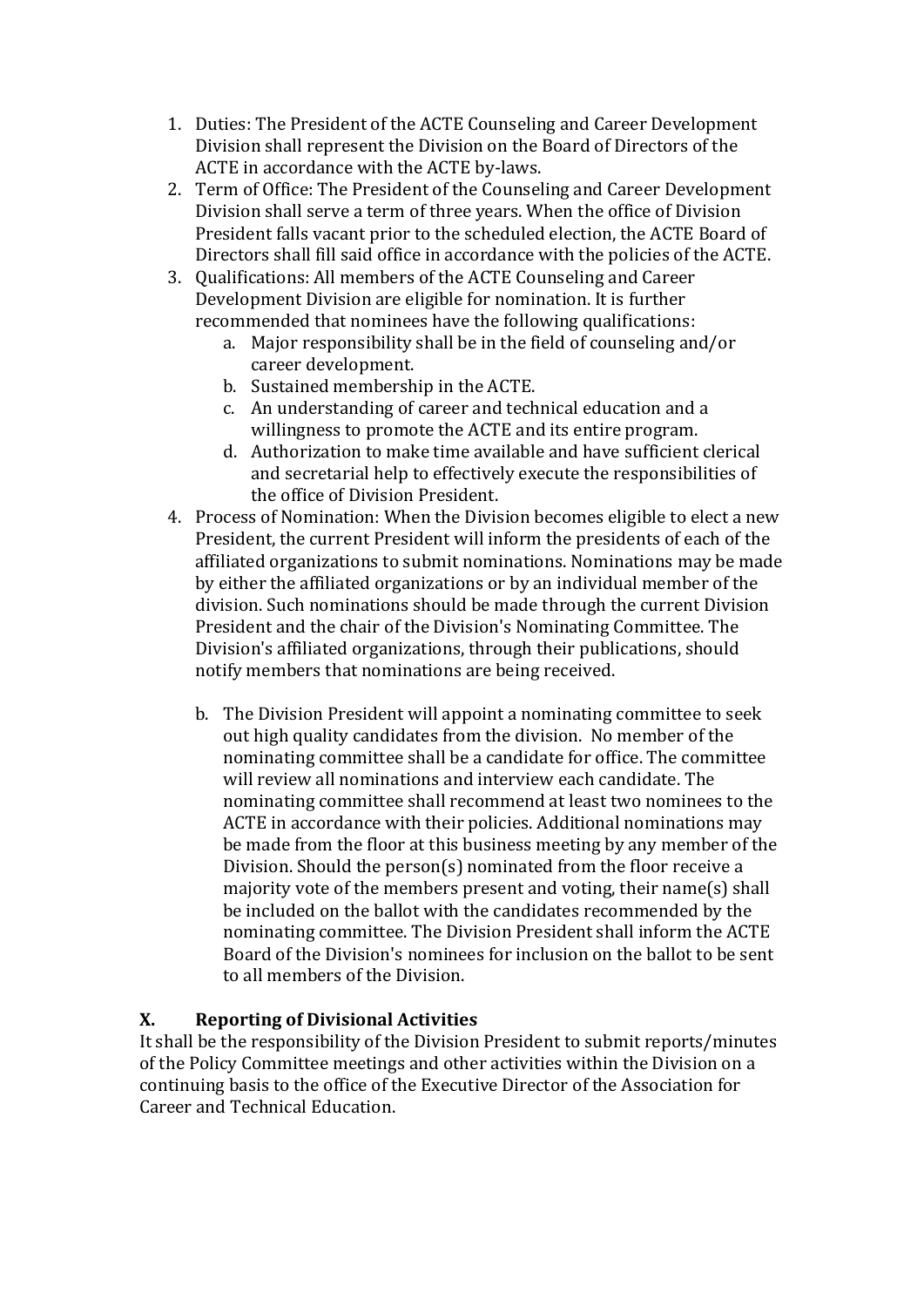1. Duties: The President of the ACTE Counseling and Career Development Division shall represent the Division on the Board of Directors of the ACTE in accordance with the ACTE by-laws.
2. Term of Office: The President of the Counseling and Career Development Division shall serve a term of three years. When the office of Division President falls vacant prior to the scheduled election, the ACTE Board of Directors shall fill said office in accordance with the policies of the ACTE.
3. Qualifications: All members of the ACTE Counseling and Career Development Division are eligible for nomination. It is further recommended that nominees have the following qualifications:
   a. Major responsibility shall be in the field of counseling and/or career development.
   b. Sustained membership in the ACTE.
   c. An understanding of career and technical education and a willingness to promote the ACTE and its entire program.
   d. Authorization to make time available and have sufficient clerical and secretarial help to effectively execute the responsibilities of the office of Division President.
4. Process of Nomination: When the Division becomes eligible to elect a new President, the current President will inform the presidents of each of the affiliated organizations to submit nominations. Nominations may be made by either the affiliated organizations or by an individual member of the division. Such nominations should be made through the current Division President and the chair of the Division's Nominating Committee. The Division's affiliated organizations, through their publications, should notify members that nominations are being received.

   b. The Division President will appoint a nominating committee to seek out high quality candidates from the division. No member of the nominating committee shall be a candidate for office. The committee will review all nominations and interview each candidate. The nominating committee shall recommend at least two nominees to the ACTE in accordance with their policies. Additional nominations may be made from the floor at this business meeting by any member of the Division. Should the person(s) nominated from the floor receive a majority vote of the members present and voting, their name(s) shall be included on the ballot with the candidates recommended by the nominating committee. The Division President shall inform the ACTE Board of the Division's nominees for inclusion on the ballot to be sent to all members of the Division.

## X. Reporting of Divisional Activities

It shall be the responsibility of the Division President to submit reports/minutes of the Policy Committee meetings and other activities within the Division on a continuing basis to the office of the Executive Director of the Association for Career and Technical Education.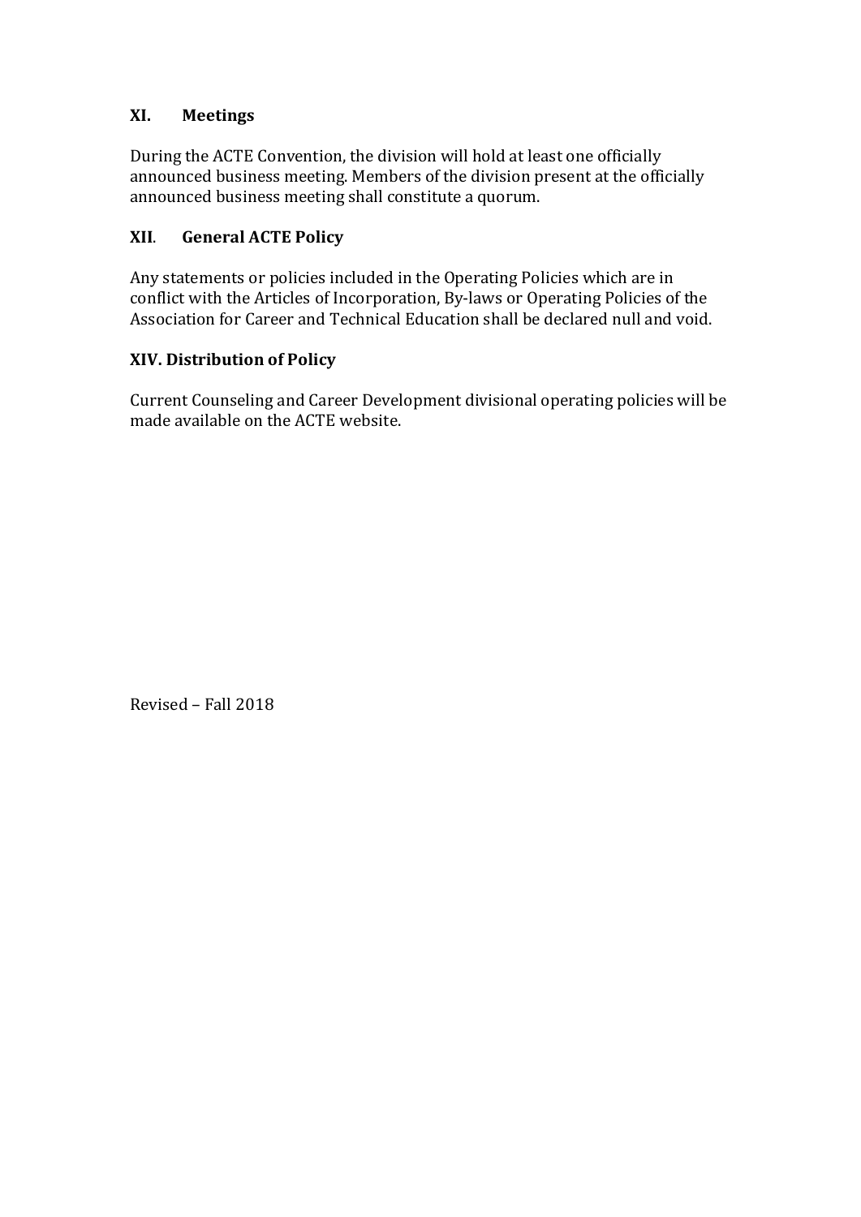## XI. Meetings

During the ACTE Convention, the division will hold at least one officially announced business meeting. Members of the division present at the officially announced business meeting shall constitute a quorum.

## XII. General ACTE Policy

Any statements or policies included in the Operating Policies which are in conflict with the Articles of Incorporation, By-laws or Operating Policies of the Association for Career and Technical Education shall be declared null and void.

## XIV. Distribution of Policy

Current Counseling and Career Development divisional operating policies will be made available on the ACTE website.

Revised – Fall 2018